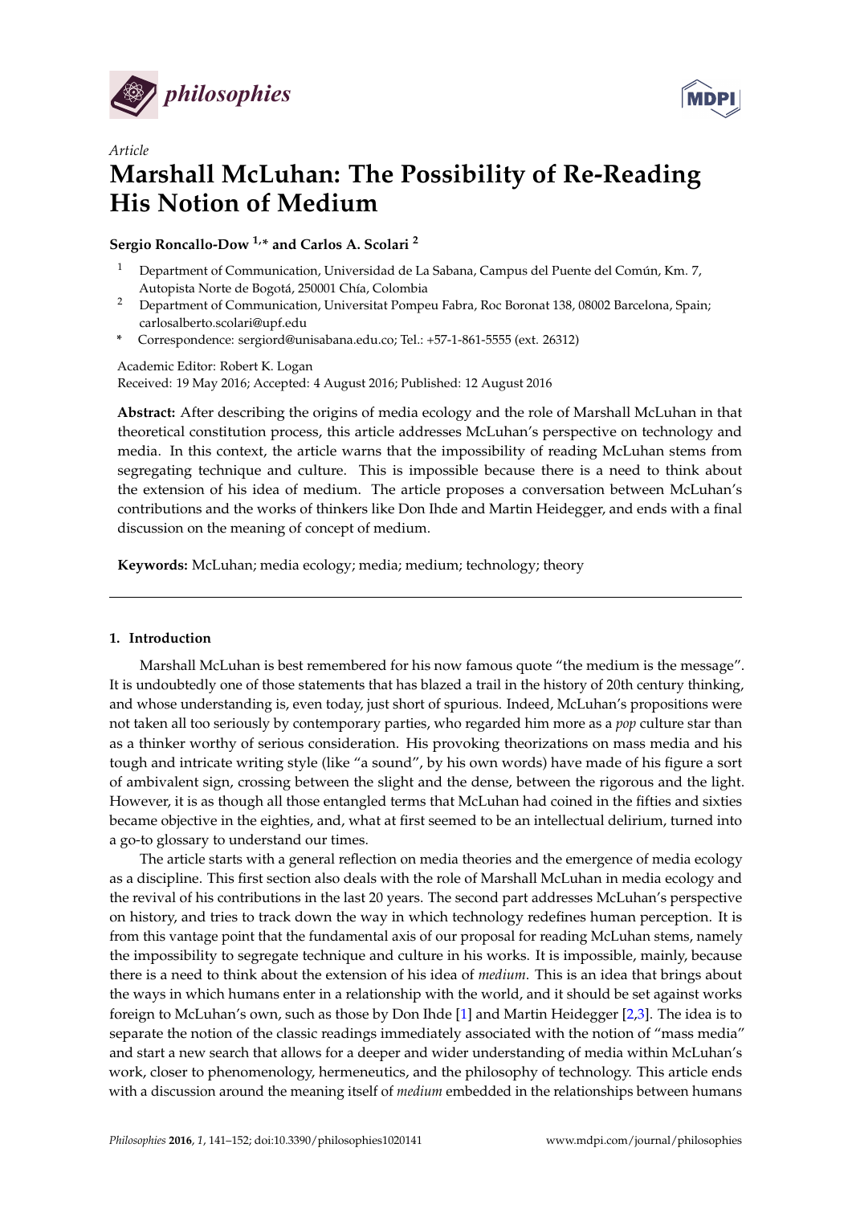*philosophies*

*Article*

# Marshall McLuhan: The Possibility of Re-Reading His Notion of Medium

**Sergio Roncallo-Dow [1,*] and Carlos A. Scolari [2]**

[1] Department of Communication, Universidad de La Sabana, Campus del Puente del Común, Km. 7, Autopista Norte de Bogotá, 250001 Chía, Colombia

[2] Department of Communication, Universitat Pompeu Fabra, Roc Boronat 138, 08002 Barcelona, Spain; carlosalberto.scolari@upf.edu

\* Correspondence: sergiord@unisabana.edu.co; Tel.: +57-1-861-5555 (ext. 26312)

Academic Editor: Robert K. Logan
Received: 19 May 2016; Accepted: 4 August 2016; Published: 12 August 2016

**Abstract:** After describing the origins of media ecology and the role of Marshall McLuhan in that theoretical constitution process, this article addresses McLuhan's perspective on technology and media. In this context, the article warns that the impossibility of reading McLuhan stems from segregating technique and culture. This is impossible because there is a need to think about the extension of his idea of medium. The article proposes a conversation between McLuhan's contributions and the works of thinkers like Don Ihde and Martin Heidegger, and ends with a final discussion on the meaning of concept of medium.

**Keywords:** McLuhan; media ecology; media; medium; technology; theory

## 1. Introduction

Marshall McLuhan is best remembered for his now famous quote "the medium is the message". It is undoubtedly one of those statements that has blazed a trail in the history of 20th century thinking, and whose understanding is, even today, just short of spurious. Indeed, McLuhan's propositions were not taken all too seriously by contemporary parties, who regarded him more as a *pop* culture star than as a thinker worthy of serious consideration. His provoking theorizations on mass media and his tough and intricate writing style (like "a sound", by his own words) have made of his figure a sort of ambivalent sign, crossing between the slight and the dense, between the rigorous and the light. However, it is as though all those entangled terms that McLuhan had coined in the fifties and sixties became objective in the eighties, and, what at first seemed to be an intellectual delirium, turned into a go-to glossary to understand our times.

The article starts with a general reflection on media theories and the emergence of media ecology as a discipline. This first section also deals with the role of Marshall McLuhan in media ecology and the revival of his contributions in the last 20 years. The second part addresses McLuhan's perspective on history, and tries to track down the way in which technology redefines human perception. It is from this vantage point that the fundamental axis of our proposal for reading McLuhan stems, namely the impossibility to segregate technique and culture in his works. It is impossible, mainly, because there is a need to think about the extension of his idea of *medium*. This is an idea that brings about the ways in which humans enter in a relationship with the world, and it should be set against works foreign to McLuhan's own, such as those by Don Ihde [1] and Martin Heidegger [2,3]. The idea is to separate the notion of the classic readings immediately associated with the notion of "mass media" and start a new search that allows for a deeper and wider understanding of media within McLuhan's work, closer to phenomenology, hermeneutics, and the philosophy of technology. This article ends with a discussion around the meaning itself of *medium* embedded in the relationships between humans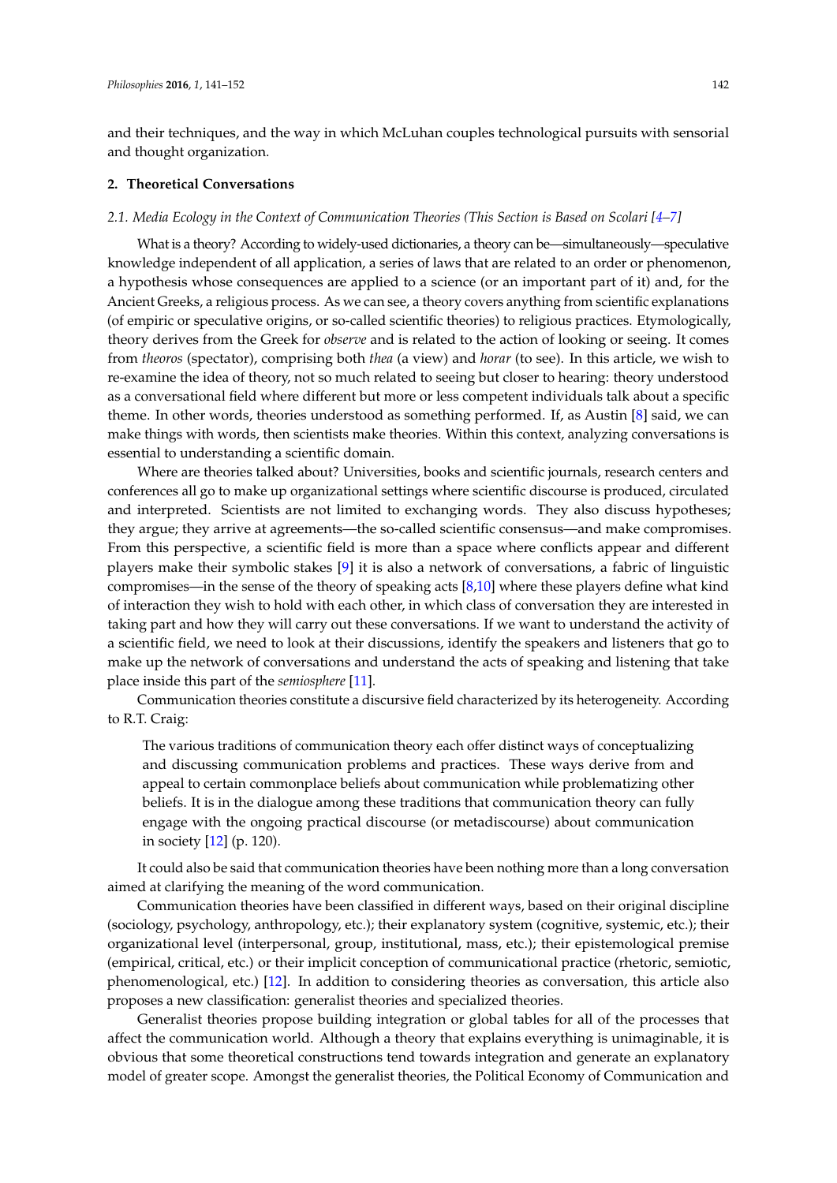and their techniques, and the way in which McLuhan couples technological pursuits with sensorial and thought organization.

## 2. Theoretical Conversations

### *2.1. Media Ecology in the Context of Communication Theories (This Section is Based on Scolari [4–7]*

What is a theory? According to widely-used dictionaries, a theory can be—simultaneously—speculative knowledge independent of all application, a series of laws that are related to an order or phenomenon, a hypothesis whose consequences are applied to a science (or an important part of it) and, for the Ancient Greeks, a religious process. As we can see, a theory covers anything from scientific explanations (of empiric or speculative origins, or so-called scientific theories) to religious practices. Etymologically, theory derives from the Greek for *observe* and is related to the action of looking or seeing. It comes from *theoros* (spectator), comprising both *thea* (a view) and *horar* (to see). In this article, we wish to re-examine the idea of theory, not so much related to seeing but closer to hearing: theory understood as a conversational field where different but more or less competent individuals talk about a specific theme. In other words, theories understood as something performed. If, as Austin [8] said, we can make things with words, then scientists make theories. Within this context, analyzing conversations is essential to understanding a scientific domain.

Where are theories talked about? Universities, books and scientific journals, research centers and conferences all go to make up organizational settings where scientific discourse is produced, circulated and interpreted. Scientists are not limited to exchanging words. They also discuss hypotheses; they argue; they arrive at agreements—the so-called scientific consensus—and make compromises. From this perspective, a scientific field is more than a space where conflicts appear and different players make their symbolic stakes [9] it is also a network of conversations, a fabric of linguistic compromises—in the sense of the theory of speaking acts [8,10] where these players define what kind of interaction they wish to hold with each other, in which class of conversation they are interested in taking part and how they will carry out these conversations. If we want to understand the activity of a scientific field, we need to look at their discussions, identify the speakers and listeners that go to make up the network of conversations and understand the acts of speaking and listening that take place inside this part of the *semiosphere* [11].

Communication theories constitute a discursive field characterized by its heterogeneity. According to R.T. Craig:

> The various traditions of communication theory each offer distinct ways of conceptualizing and discussing communication problems and practices. These ways derive from and appeal to certain commonplace beliefs about communication while problematizing other beliefs. It is in the dialogue among these traditions that communication theory can fully engage with the ongoing practical discourse (or metadiscourse) about communication in society [12] (p. 120).

It could also be said that communication theories have been nothing more than a long conversation aimed at clarifying the meaning of the word communication.

Communication theories have been classified in different ways, based on their original discipline (sociology, psychology, anthropology, etc.); their explanatory system (cognitive, systemic, etc.); their organizational level (interpersonal, group, institutional, mass, etc.); their epistemological premise (empirical, critical, etc.) or their implicit conception of communicational practice (rhetoric, semiotic, phenomenological, etc.) [12]. In addition to considering theories as conversation, this article also proposes a new classification: generalist theories and specialized theories.

Generalist theories propose building integration or global tables for all of the processes that affect the communication world. Although a theory that explains everything is unimaginable, it is obvious that some theoretical constructions tend towards integration and generate an explanatory model of greater scope. Amongst the generalist theories, the Political Economy of Communication and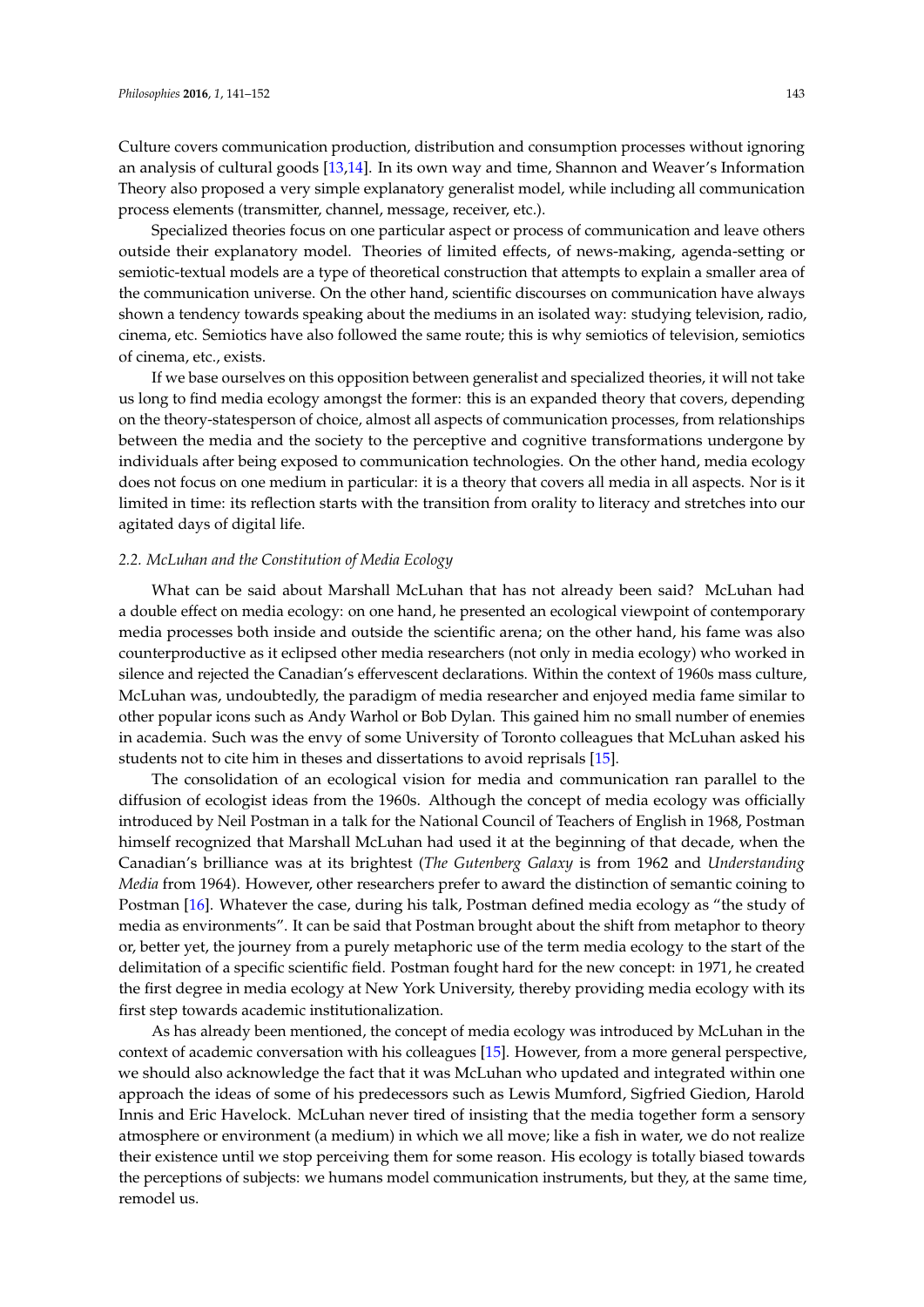Culture covers communication production, distribution and consumption processes without ignoring an analysis of cultural goods [13,14]. In its own way and time, Shannon and Weaver's Information Theory also proposed a very simple explanatory generalist model, while including all communication process elements (transmitter, channel, message, receiver, etc.).

Specialized theories focus on one particular aspect or process of communication and leave others outside their explanatory model. Theories of limited effects, of news-making, agenda-setting or semiotic-textual models are a type of theoretical construction that attempts to explain a smaller area of the communication universe. On the other hand, scientific discourses on communication have always shown a tendency towards speaking about the mediums in an isolated way: studying television, radio, cinema, etc. Semiotics have also followed the same route; this is why semiotics of television, semiotics of cinema, etc., exists.

If we base ourselves on this opposition between generalist and specialized theories, it will not take us long to find media ecology amongst the former: this is an expanded theory that covers, depending on the theory-statesperson of choice, almost all aspects of communication processes, from relationships between the media and the society to the perceptive and cognitive transformations undergone by individuals after being exposed to communication technologies. On the other hand, media ecology does not focus on one medium in particular: it is a theory that covers all media in all aspects. Nor is it limited in time: its reflection starts with the transition from orality to literacy and stretches into our agitated days of digital life.

### *2.2. McLuhan and the Constitution of Media Ecology*

What can be said about Marshall McLuhan that has not already been said? McLuhan had a double effect on media ecology: on one hand, he presented an ecological viewpoint of contemporary media processes both inside and outside the scientific arena; on the other hand, his fame was also counterproductive as it eclipsed other media researchers (not only in media ecology) who worked in silence and rejected the Canadian's effervescent declarations. Within the context of 1960s mass culture, McLuhan was, undoubtedly, the paradigm of media researcher and enjoyed media fame similar to other popular icons such as Andy Warhol or Bob Dylan. This gained him no small number of enemies in academia. Such was the envy of some University of Toronto colleagues that McLuhan asked his students not to cite him in theses and dissertations to avoid reprisals [15].

The consolidation of an ecological vision for media and communication ran parallel to the diffusion of ecologist ideas from the 1960s. Although the concept of media ecology was officially introduced by Neil Postman in a talk for the National Council of Teachers of English in 1968, Postman himself recognized that Marshall McLuhan had used it at the beginning of that decade, when the Canadian's brilliance was at its brightest (*The Gutenberg Galaxy* is from 1962 and *Understanding Media* from 1964). However, other researchers prefer to award the distinction of semantic coining to Postman [16]. Whatever the case, during his talk, Postman defined media ecology as "the study of media as environments". It can be said that Postman brought about the shift from metaphor to theory or, better yet, the journey from a purely metaphoric use of the term media ecology to the start of the delimitation of a specific scientific field. Postman fought hard for the new concept: in 1971, he created the first degree in media ecology at New York University, thereby providing media ecology with its first step towards academic institutionalization.

As has already been mentioned, the concept of media ecology was introduced by McLuhan in the context of academic conversation with his colleagues [15]. However, from a more general perspective, we should also acknowledge the fact that it was McLuhan who updated and integrated within one approach the ideas of some of his predecessors such as Lewis Mumford, Sigfried Giedion, Harold Innis and Eric Havelock. McLuhan never tired of insisting that the media together form a sensory atmosphere or environment (a medium) in which we all move; like a fish in water, we do not realize their existence until we stop perceiving them for some reason. His ecology is totally biased towards the perceptions of subjects: we humans model communication instruments, but they, at the same time, remodel us.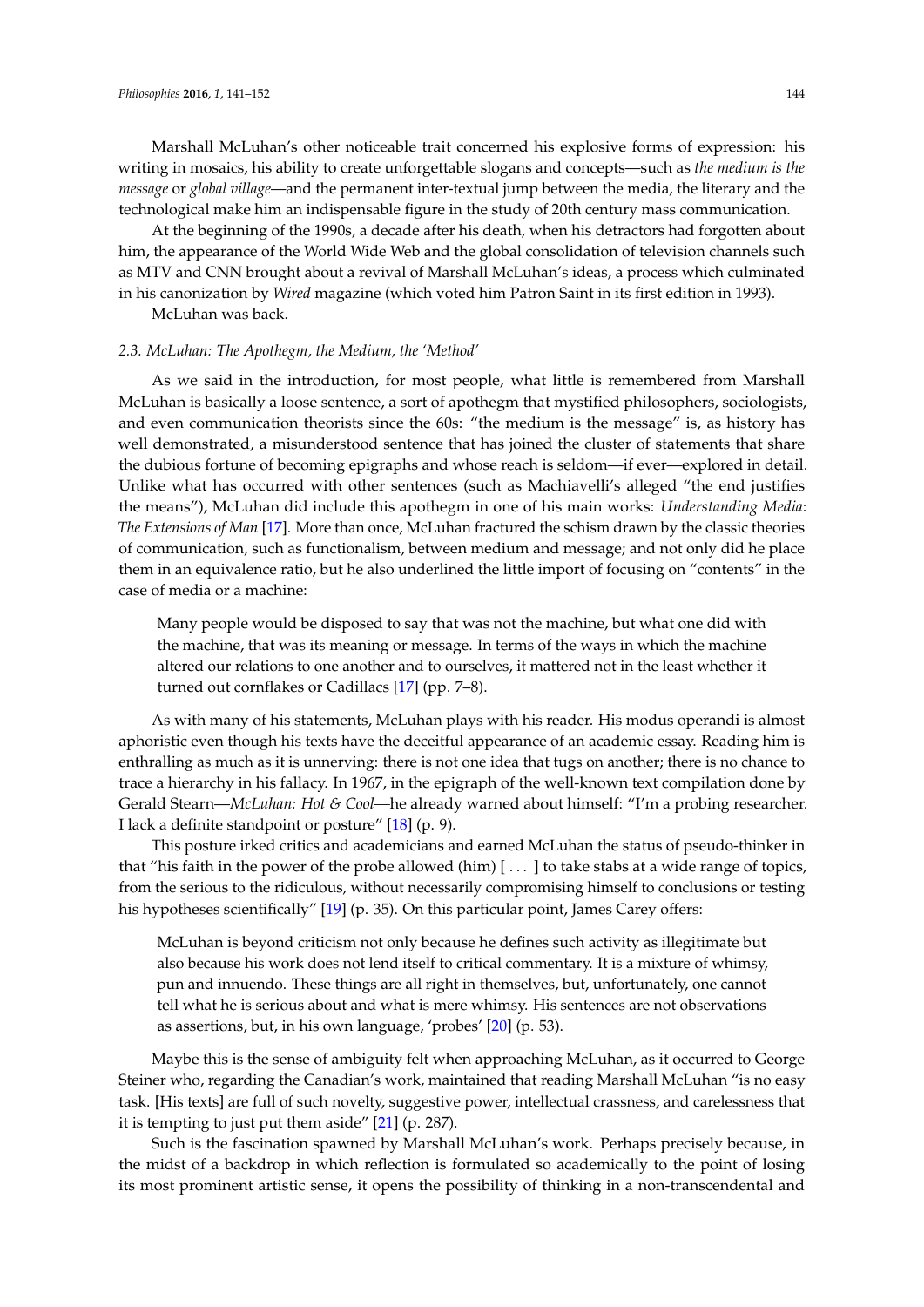Marshall McLuhan's other noticeable trait concerned his explosive forms of expression: his writing in mosaics, his ability to create unforgettable slogans and concepts—such as *the medium is the message* or *global village*—and the permanent inter-textual jump between the media, the literary and the technological make him an indispensable figure in the study of 20th century mass communication.

At the beginning of the 1990s, a decade after his death, when his detractors had forgotten about him, the appearance of the World Wide Web and the global consolidation of television channels such as MTV and CNN brought about a revival of Marshall McLuhan's ideas, a process which culminated in his canonization by *Wired* magazine (which voted him Patron Saint in its first edition in 1993).

McLuhan was back.

### 2.3. McLuhan: The Apothegm, the Medium, the 'Method'

As we said in the introduction, for most people, what little is remembered from Marshall McLuhan is basically a loose sentence, a sort of apothegm that mystified philosophers, sociologists, and even communication theorists since the 60s: "the medium is the message" is, as history has well demonstrated, a misunderstood sentence that has joined the cluster of statements that share the dubious fortune of becoming epigraphs and whose reach is seldom—if ever—explored in detail. Unlike what has occurred with other sentences (such as Machiavelli's alleged "the end justifies the means"), McLuhan did include this apothegm in one of his main works: *Understanding Media*: *The Extensions of Man* [17]. More than once, McLuhan fractured the schism drawn by the classic theories of communication, such as functionalism, between medium and message; and not only did he place them in an equivalence ratio, but he also underlined the little import of focusing on "contents" in the case of media or a machine:

> Many people would be disposed to say that was not the machine, but what one did with the machine, that was its meaning or message. In terms of the ways in which the machine altered our relations to one another and to ourselves, it mattered not in the least whether it turned out cornflakes or Cadillacs [17] (pp. 7–8).

As with many of his statements, McLuhan plays with his reader. His modus operandi is almost aphoristic even though his texts have the deceitful appearance of an academic essay. Reading him is enthralling as much as it is unnerving: there is not one idea that tugs on another; there is no chance to trace a hierarchy in his fallacy. In 1967, in the epigraph of the well-known text compilation done by Gerald Stearn—*McLuhan: Hot & Cool*—he already warned about himself: "I'm a probing researcher. I lack a definite standpoint or posture" [18] (p. 9).

This posture irked critics and academicians and earned McLuhan the status of pseudo-thinker in that "his faith in the power of the probe allowed (him) [ . . . ] to take stabs at a wide range of topics, from the serious to the ridiculous, without necessarily compromising himself to conclusions or testing his hypotheses scientifically" [19] (p. 35). On this particular point, James Carey offers:

> McLuhan is beyond criticism not only because he defines such activity as illegitimate but also because his work does not lend itself to critical commentary. It is a mixture of whimsy, pun and innuendo. These things are all right in themselves, but, unfortunately, one cannot tell what he is serious about and what is mere whimsy. His sentences are not observations as assertions, but, in his own language, 'probes' [20] (p. 53).

Maybe this is the sense of ambiguity felt when approaching McLuhan, as it occurred to George Steiner who, regarding the Canadian's work, maintained that reading Marshall McLuhan "is no easy task. [His texts] are full of such novelty, suggestive power, intellectual crassness, and carelessness that it is tempting to just put them aside" [21] (p. 287).

Such is the fascination spawned by Marshall McLuhan's work. Perhaps precisely because, in the midst of a backdrop in which reflection is formulated so academically to the point of losing its most prominent artistic sense, it opens the possibility of thinking in a non-transcendental and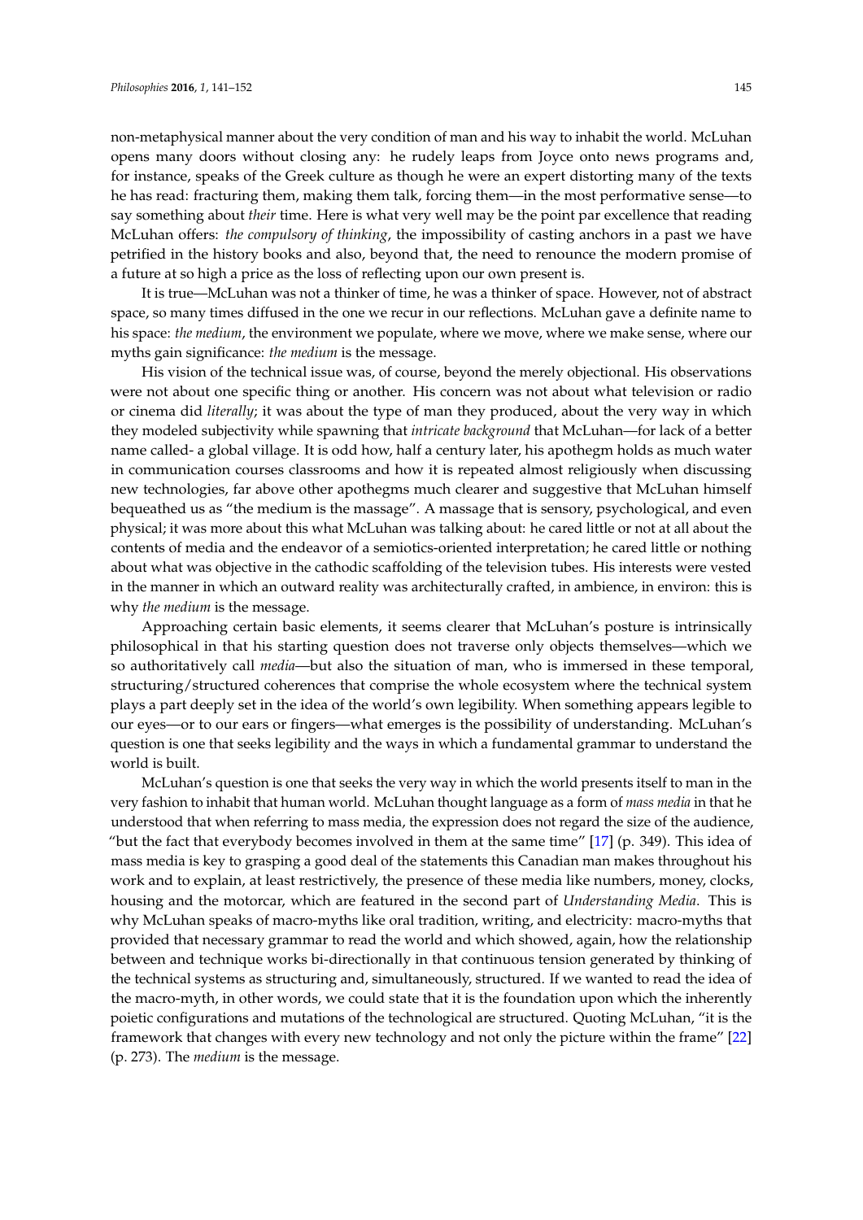non-metaphysical manner about the very condition of man and his way to inhabit the world. McLuhan opens many doors without closing any: he rudely leaps from Joyce onto news programs and, for instance, speaks of the Greek culture as though he were an expert distorting many of the texts he has read: fracturing them, making them talk, forcing them—in the most performative sense—to say something about *their* time. Here is what very well may be the point par excellence that reading McLuhan offers: *the compulsory of thinking*, the impossibility of casting anchors in a past we have petrified in the history books and also, beyond that, the need to renounce the modern promise of a future at so high a price as the loss of reflecting upon our own present is.

It is true—McLuhan was not a thinker of time, he was a thinker of space. However, not of abstract space, so many times diffused in the one we recur in our reflections. McLuhan gave a definite name to his space: *the medium*, the environment we populate, where we move, where we make sense, where our myths gain significance: *the medium* is the message.

His vision of the technical issue was, of course, beyond the merely objectional. His observations were not about one specific thing or another. His concern was not about what television or radio or cinema did *literally*; it was about the type of man they produced, about the very way in which they modeled subjectivity while spawning that *intricate background* that McLuhan—for lack of a better name called- a global village. It is odd how, half a century later, his apothegm holds as much water in communication courses classrooms and how it is repeated almost religiously when discussing new technologies, far above other apothegms much clearer and suggestive that McLuhan himself bequeathed us as "the medium is the massage". A massage that is sensory, psychological, and even physical; it was more about this what McLuhan was talking about: he cared little or not at all about the contents of media and the endeavor of a semiotics-oriented interpretation; he cared little or nothing about what was objective in the cathodic scaffolding of the television tubes. His interests were vested in the manner in which an outward reality was architecturally crafted, in ambience, in environ: this is why *the medium* is the message.

Approaching certain basic elements, it seems clearer that McLuhan's posture is intrinsically philosophical in that his starting question does not traverse only objects themselves—which we so authoritatively call *media*—but also the situation of man, who is immersed in these temporal, structuring/structured coherences that comprise the whole ecosystem where the technical system plays a part deeply set in the idea of the world's own legibility. When something appears legible to our eyes—or to our ears or fingers—what emerges is the possibility of understanding. McLuhan's question is one that seeks legibility and the ways in which a fundamental grammar to understand the world is built.

McLuhan's question is one that seeks the very way in which the world presents itself to man in the very fashion to inhabit that human world. McLuhan thought language as a form of *mass media* in that he understood that when referring to mass media, the expression does not regard the size of the audience, "but the fact that everybody becomes involved in them at the same time" [17] (p. 349). This idea of mass media is key to grasping a good deal of the statements this Canadian man makes throughout his work and to explain, at least restrictively, the presence of these media like numbers, money, clocks, housing and the motorcar, which are featured in the second part of *Understanding Media*. This is why McLuhan speaks of macro-myths like oral tradition, writing, and electricity: macro-myths that provided that necessary grammar to read the world and which showed, again, how the relationship between and technique works bi-directionally in that continuous tension generated by thinking of the technical systems as structuring and, simultaneously, structured. If we wanted to read the idea of the macro-myth, in other words, we could state that it is the foundation upon which the inherently poietic configurations and mutations of the technological are structured. Quoting McLuhan, "it is the framework that changes with every new technology and not only the picture within the frame" [22] (p. 273). The *medium* is the message.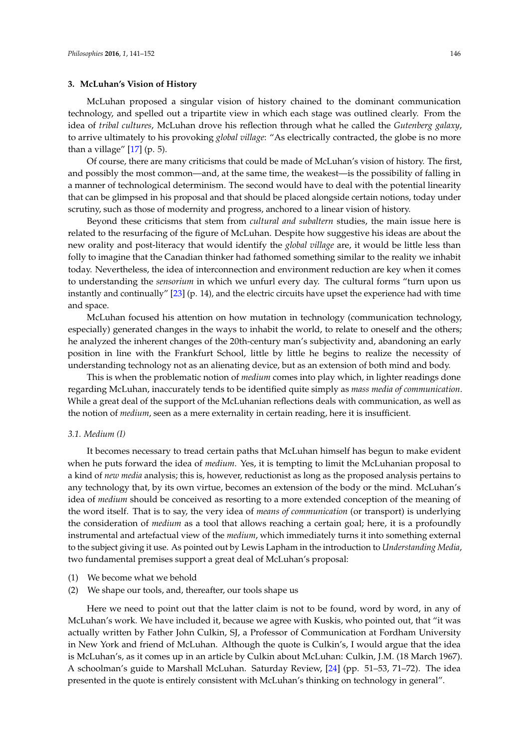## 3. McLuhan's Vision of History

McLuhan proposed a singular vision of history chained to the dominant communication technology, and spelled out a tripartite view in which each stage was outlined clearly. From the idea of *tribal cultures*, McLuhan drove his reflection through what he called the *Gutenberg galaxy*, to arrive ultimately to his provoking *global village*: "As electrically contracted, the globe is no more than a village" [17] (p. 5).

Of course, there are many criticisms that could be made of McLuhan's vision of history. The first, and possibly the most common—and, at the same time, the weakest—is the possibility of falling in a manner of technological determinism. The second would have to deal with the potential linearity that can be glimpsed in his proposal and that should be placed alongside certain notions, today under scrutiny, such as those of modernity and progress, anchored to a linear vision of history.

Beyond these criticisms that stem from *cultural and subaltern* studies, the main issue here is related to the resurfacing of the figure of McLuhan. Despite how suggestive his ideas are about the new orality and post-literacy that would identify the *global village* are, it would be little less than folly to imagine that the Canadian thinker had fathomed something similar to the reality we inhabit today. Nevertheless, the idea of interconnection and environment reduction are key when it comes to understanding the *sensorium* in which we unfurl every day. The cultural forms "turn upon us instantly and continually" [23] (p. 14), and the electric circuits have upset the experience had with time and space.

McLuhan focused his attention on how mutation in technology (communication technology, especially) generated changes in the ways to inhabit the world, to relate to oneself and the others; he analyzed the inherent changes of the 20th-century man's subjectivity and, abandoning an early position in line with the Frankfurt School, little by little he begins to realize the necessity of understanding technology not as an alienating device, but as an extension of both mind and body.

This is when the problematic notion of *medium* comes into play which, in lighter readings done regarding McLuhan, inaccurately tends to be identified quite simply as *mass media of communication*. While a great deal of the support of the McLuhanian reflections deals with communication, as well as the notion of *medium*, seen as a mere externality in certain reading, here it is insufficient.

### 3.1. Medium (I)

It becomes necessary to tread certain paths that McLuhan himself has begun to make evident when he puts forward the idea of *medium*. Yes, it is tempting to limit the McLuhanian proposal to a kind of *new media* analysis; this is, however, reductionist as long as the proposed analysis pertains to any technology that, by its own virtue, becomes an extension of the body or the mind. McLuhan's idea of *medium* should be conceived as resorting to a more extended conception of the meaning of the word itself. That is to say, the very idea of *means of communication* (or transport) is underlying the consideration of *medium* as a tool that allows reaching a certain goal; here, it is a profoundly instrumental and artefactual view of the *medium*, which immediately turns it into something external to the subject giving it use. As pointed out by Lewis Lapham in the introduction to *Understanding Media*, two fundamental premises support a great deal of McLuhan's proposal:

(1) We become what we behold
(2) We shape our tools, and, thereafter, our tools shape us

Here we need to point out that the latter claim is not to be found, word by word, in any of McLuhan's work. We have included it, because we agree with Kuskis, who pointed out, that "it was actually written by Father John Culkin, SJ, a Professor of Communication at Fordham University in New York and friend of McLuhan. Although the quote is Culkin's, I would argue that the idea is McLuhan's, as it comes up in an article by Culkin about McLuhan: Culkin, J.M. (18 March 1967). A schoolman's guide to Marshall McLuhan. Saturday Review, [24] (pp. 51–53, 71–72). The idea presented in the quote is entirely consistent with McLuhan's thinking on technology in general".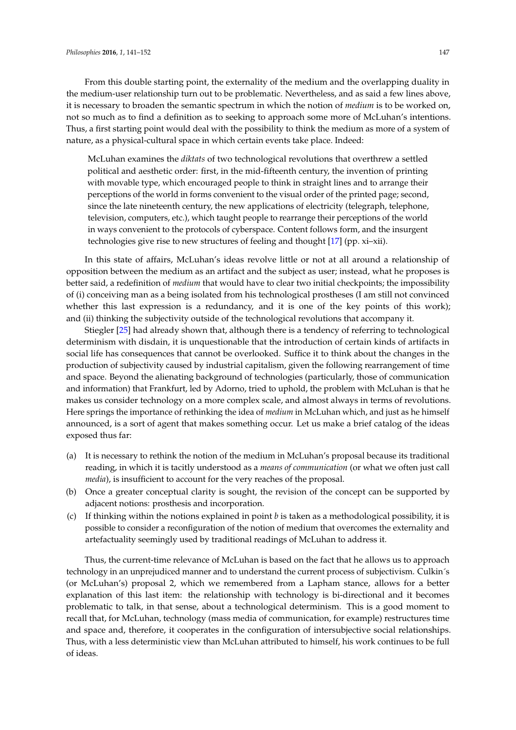From this double starting point, the externality of the medium and the overlapping duality in the medium-user relationship turn out to be problematic. Nevertheless, and as said a few lines above, it is necessary to broaden the semantic spectrum in which the notion of *medium* is to be worked on, not so much as to find a definition as to seeking to approach some more of McLuhan's intentions. Thus, a first starting point would deal with the possibility to think the medium as more of a system of nature, as a physical-cultural space in which certain events take place. Indeed:

> McLuhan examines the *diktats* of two technological revolutions that overthrew a settled political and aesthetic order: first, in the mid-fifteenth century, the invention of printing with movable type, which encouraged people to think in straight lines and to arrange their perceptions of the world in forms convenient to the visual order of the printed page; second, since the late nineteenth century, the new applications of electricity (telegraph, telephone, television, computers, etc.), which taught people to rearrange their perceptions of the world in ways convenient to the protocols of cyberspace. Content follows form, and the insurgent technologies give rise to new structures of feeling and thought [17] (pp. xi–xii).

In this state of affairs, McLuhan's ideas revolve little or not at all around a relationship of opposition between the medium as an artifact and the subject as user; instead, what he proposes is better said, a redefinition of *medium* that would have to clear two initial checkpoints; the impossibility of (i) conceiving man as a being isolated from his technological prostheses (I am still not convinced whether this last expression is a redundancy, and it is one of the key points of this work); and (ii) thinking the subjectivity outside of the technological revolutions that accompany it.

Stiegler [25] had already shown that, although there is a tendency of referring to technological determinism with disdain, it is unquestionable that the introduction of certain kinds of artifacts in social life has consequences that cannot be overlooked. Suffice it to think about the changes in the production of subjectivity caused by industrial capitalism, given the following rearrangement of time and space. Beyond the alienating background of technologies (particularly, those of communication and information) that Frankfurt, led by Adorno, tried to uphold, the problem with McLuhan is that he makes us consider technology on a more complex scale, and almost always in terms of revolutions. Here springs the importance of rethinking the idea of *medium* in McLuhan which, and just as he himself announced, is a sort of agent that makes something occur. Let us make a brief catalog of the ideas exposed thus far:

(a) It is necessary to rethink the notion of the medium in McLuhan's proposal because its traditional reading, in which it is tacitly understood as a *means of communication* (or what we often just call *media*), is insufficient to account for the very reaches of the proposal.

(b) Once a greater conceptual clarity is sought, the revision of the concept can be supported by adjacent notions: prosthesis and incorporation.

(c) If thinking within the notions explained in point *b* is taken as a methodological possibility, it is possible to consider a reconfiguration of the notion of medium that overcomes the externality and artefactuality seemingly used by traditional readings of McLuhan to address it.

Thus, the current-time relevance of McLuhan is based on the fact that he allows us to approach technology in an unprejudiced manner and to understand the current process of subjectivism. Culkin´s (or McLuhan's) proposal 2, which we remembered from a Lapham stance, allows for a better explanation of this last item: the relationship with technology is bi-directional and it becomes problematic to talk, in that sense, about a technological determinism. This is a good moment to recall that, for McLuhan, technology (mass media of communication, for example) restructures time and space and, therefore, it cooperates in the configuration of intersubjective social relationships. Thus, with a less deterministic view than McLuhan attributed to himself, his work continues to be full of ideas.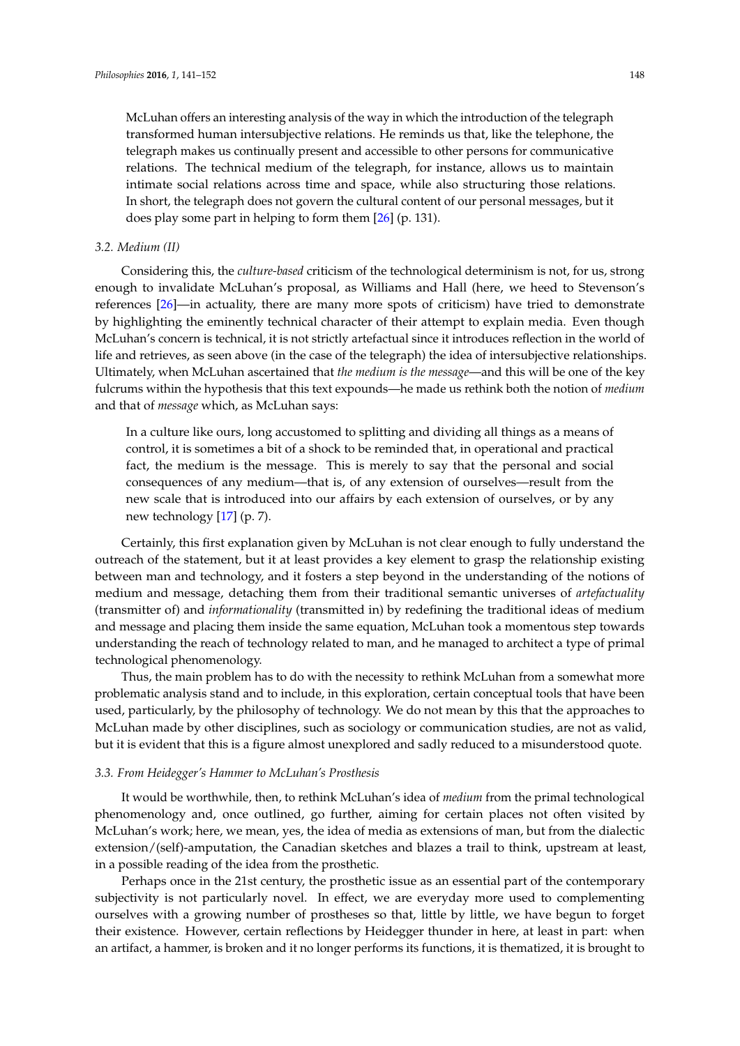McLuhan offers an interesting analysis of the way in which the introduction of the telegraph transformed human intersubjective relations. He reminds us that, like the telephone, the telegraph makes us continually present and accessible to other persons for communicative relations. The technical medium of the telegraph, for instance, allows us to maintain intimate social relations across time and space, while also structuring those relations. In short, the telegraph does not govern the cultural content of our personal messages, but it does play some part in helping to form them [26] (p. 131).

### 3.2. Medium (II)

Considering this, the *culture-based* criticism of the technological determinism is not, for us, strong enough to invalidate McLuhan's proposal, as Williams and Hall (here, we heed to Stevenson's references [26]—in actuality, there are many more spots of criticism) have tried to demonstrate by highlighting the eminently technical character of their attempt to explain media. Even though McLuhan's concern is technical, it is not strictly artefactual since it introduces reflection in the world of life and retrieves, as seen above (in the case of the telegraph) the idea of intersubjective relationships. Ultimately, when McLuhan ascertained that *the medium is the message*—and this will be one of the key fulcrums within the hypothesis that this text expounds—he made us rethink both the notion of *medium* and that of *message* which, as McLuhan says:

> In a culture like ours, long accustomed to splitting and dividing all things as a means of control, it is sometimes a bit of a shock to be reminded that, in operational and practical fact, the medium is the message. This is merely to say that the personal and social consequences of any medium—that is, of any extension of ourselves—result from the new scale that is introduced into our affairs by each extension of ourselves, or by any new technology [17] (p. 7).

Certainly, this first explanation given by McLuhan is not clear enough to fully understand the outreach of the statement, but it at least provides a key element to grasp the relationship existing between man and technology, and it fosters a step beyond in the understanding of the notions of medium and message, detaching them from their traditional semantic universes of *artefactuality* (transmitter of) and *informationality* (transmitted in) by redefining the traditional ideas of medium and message and placing them inside the same equation, McLuhan took a momentous step towards understanding the reach of technology related to man, and he managed to architect a type of primal technological phenomenology.

Thus, the main problem has to do with the necessity to rethink McLuhan from a somewhat more problematic analysis stand and to include, in this exploration, certain conceptual tools that have been used, particularly, by the philosophy of technology. We do not mean by this that the approaches to McLuhan made by other disciplines, such as sociology or communication studies, are not as valid, but it is evident that this is a figure almost unexplored and sadly reduced to a misunderstood quote.

### 3.3. From Heidegger's Hammer to McLuhan's Prosthesis

It would be worthwhile, then, to rethink McLuhan's idea of *medium* from the primal technological phenomenology and, once outlined, go further, aiming for certain places not often visited by McLuhan's work; here, we mean, yes, the idea of media as extensions of man, but from the dialectic extension/(self)-amputation, the Canadian sketches and blazes a trail to think, upstream at least, in a possible reading of the idea from the prosthetic.

Perhaps once in the 21st century, the prosthetic issue as an essential part of the contemporary subjectivity is not particularly novel. In effect, we are everyday more used to complementing ourselves with a growing number of prostheses so that, little by little, we have begun to forget their existence. However, certain reflections by Heidegger thunder in here, at least in part: when an artifact, a hammer, is broken and it no longer performs its functions, it is thematized, it is brought to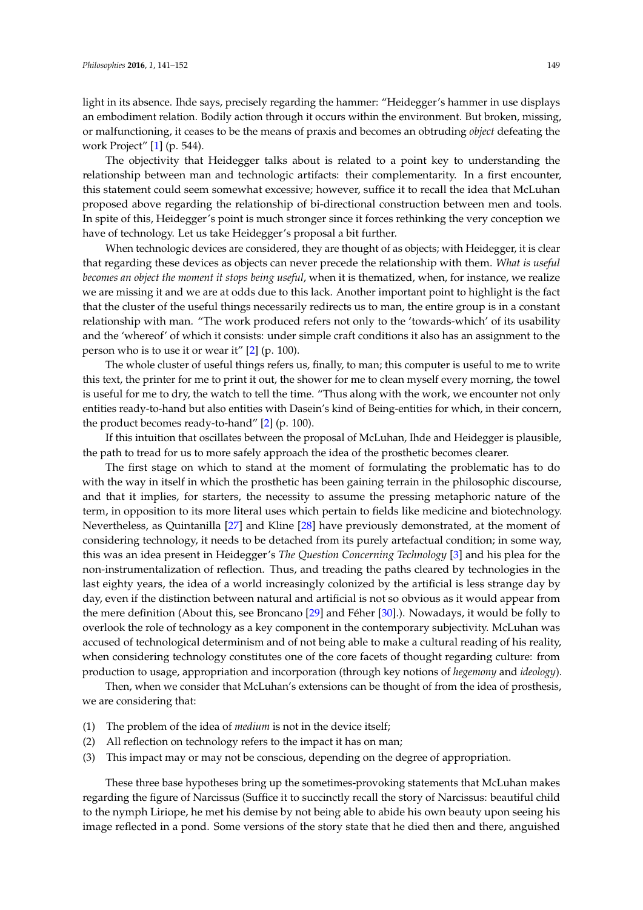light in its absence. Ihde says, precisely regarding the hammer: "Heidegger's hammer in use displays an embodiment relation. Bodily action through it occurs within the environment. But broken, missing, or malfunctioning, it ceases to be the means of praxis and becomes an obtruding *object* defeating the work Project" [1] (p. 544).

The objectivity that Heidegger talks about is related to a point key to understanding the relationship between man and technologic artifacts: their complementarity. In a first encounter, this statement could seem somewhat excessive; however, suffice it to recall the idea that McLuhan proposed above regarding the relationship of bi-directional construction between men and tools. In spite of this, Heidegger's point is much stronger since it forces rethinking the very conception we have of technology. Let us take Heidegger's proposal a bit further.

When technologic devices are considered, they are thought of as objects; with Heidegger, it is clear that regarding these devices as objects can never precede the relationship with them. *What is useful becomes an object the moment it stops being useful*, when it is thematized, when, for instance, we realize we are missing it and we are at odds due to this lack. Another important point to highlight is the fact that the cluster of the useful things necessarily redirects us to man, the entire group is in a constant relationship with man. "The work produced refers not only to the 'towards-which' of its usability and the 'whereof' of which it consists: under simple craft conditions it also has an assignment to the person who is to use it or wear it" [2] (p. 100).

The whole cluster of useful things refers us, finally, to man; this computer is useful to me to write this text, the printer for me to print it out, the shower for me to clean myself every morning, the towel is useful for me to dry, the watch to tell the time. "Thus along with the work, we encounter not only entities ready-to-hand but also entities with Dasein's kind of Being-entities for which, in their concern, the product becomes ready-to-hand" [2] (p. 100).

If this intuition that oscillates between the proposal of McLuhan, Ihde and Heidegger is plausible, the path to tread for us to more safely approach the idea of the prosthetic becomes clearer.

The first stage on which to stand at the moment of formulating the problematic has to do with the way in itself in which the prosthetic has been gaining terrain in the philosophic discourse, and that it implies, for starters, the necessity to assume the pressing metaphoric nature of the term, in opposition to its more literal uses which pertain to fields like medicine and biotechnology. Nevertheless, as Quintanilla [27] and Kline [28] have previously demonstrated, at the moment of considering technology, it needs to be detached from its purely artefactual condition; in some way, this was an idea present in Heidegger's *The Question Concerning Technology* [3] and his plea for the non-instrumentalization of reflection. Thus, and treading the paths cleared by technologies in the last eighty years, the idea of a world increasingly colonized by the artificial is less strange day by day, even if the distinction between natural and artificial is not so obvious as it would appear from the mere definition (About this, see Broncano [29] and Féher [30].). Nowadays, it would be folly to overlook the role of technology as a key component in the contemporary subjectivity. McLuhan was accused of technological determinism and of not being able to make a cultural reading of his reality, when considering technology constitutes one of the core facets of thought regarding culture: from production to usage, appropriation and incorporation (through key notions of *hegemony* and *ideology*).

Then, when we consider that McLuhan's extensions can be thought of from the idea of prosthesis, we are considering that:

(1) The problem of the idea of *medium* is not in the device itself;
(2) All reflection on technology refers to the impact it has on man;
(3) This impact may or may not be conscious, depending on the degree of appropriation.

These three base hypotheses bring up the sometimes-provoking statements that McLuhan makes regarding the figure of Narcissus (Suffice it to succinctly recall the story of Narcissus: beautiful child to the nymph Liriope, he met his demise by not being able to abide his own beauty upon seeing his image reflected in a pond. Some versions of the story state that he died then and there, anguished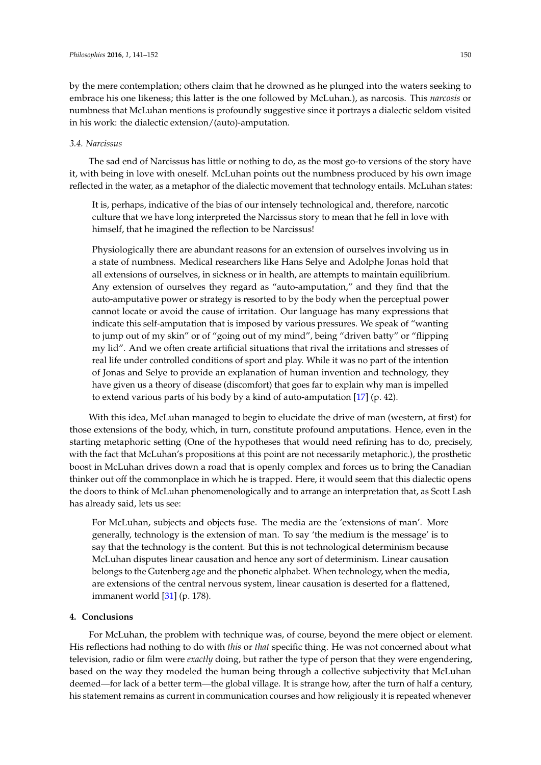by the mere contemplation; others claim that he drowned as he plunged into the waters seeking to embrace his one likeness; this latter is the one followed by McLuhan.), as narcosis. This *narcosis* or numbness that McLuhan mentions is profoundly suggestive since it portrays a dialectic seldom visited in his work: the dialectic extension/(auto)-amputation.

### *3.4. Narcissus*

The sad end of Narcissus has little or nothing to do, as the most go-to versions of the story have it, with being in love with oneself. McLuhan points out the numbness produced by his own image reflected in the water, as a metaphor of the dialectic movement that technology entails. McLuhan states:

> It is, perhaps, indicative of the bias of our intensely technological and, therefore, narcotic culture that we have long interpreted the Narcissus story to mean that he fell in love with himself, that he imagined the reflection to be Narcissus!
>
> Physiologically there are abundant reasons for an extension of ourselves involving us in a state of numbness. Medical researchers like Hans Selye and Adolphe Jonas hold that all extensions of ourselves, in sickness or in health, are attempts to maintain equilibrium. Any extension of ourselves they regard as "auto-amputation," and they find that the auto-amputative power or strategy is resorted to by the body when the perceptual power cannot locate or avoid the cause of irritation. Our language has many expressions that indicate this self-amputation that is imposed by various pressures. We speak of "wanting to jump out of my skin" or of "going out of my mind", being "driven batty" or "flipping my lid". And we often create artificial situations that rival the irritations and stresses of real life under controlled conditions of sport and play. While it was no part of the intention of Jonas and Selye to provide an explanation of human invention and technology, they have given us a theory of disease (discomfort) that goes far to explain why man is impelled to extend various parts of his body by a kind of auto-amputation [17] (p. 42).

With this idea, McLuhan managed to begin to elucidate the drive of man (western, at first) for those extensions of the body, which, in turn, constitute profound amputations. Hence, even in the starting metaphoric setting (One of the hypotheses that would need refining has to do, precisely, with the fact that McLuhan's propositions at this point are not necessarily metaphoric.), the prosthetic boost in McLuhan drives down a road that is openly complex and forces us to bring the Canadian thinker out off the commonplace in which he is trapped. Here, it would seem that this dialectic opens the doors to think of McLuhan phenomenologically and to arrange an interpretation that, as Scott Lash has already said, lets us see:

> For McLuhan, subjects and objects fuse. The media are the 'extensions of man'. More generally, technology is the extension of man. To say 'the medium is the message' is to say that the technology is the content. But this is not technological determinism because McLuhan disputes linear causation and hence any sort of determinism. Linear causation belongs to the Gutenberg age and the phonetic alphabet. When technology, when the media, are extensions of the central nervous system, linear causation is deserted for a flattened, immanent world [31] (p. 178).

## **4. Conclusions**

For McLuhan, the problem with technique was, of course, beyond the mere object or element. His reflections had nothing to do with *this* or *that* specific thing. He was not concerned about what television, radio or film were *exactly* doing, but rather the type of person that they were engendering, based on the way they modeled the human being through a collective subjectivity that McLuhan deemed—for lack of a better term—the global village. It is strange how, after the turn of half a century, his statement remains as current in communication courses and how religiously it is repeated whenever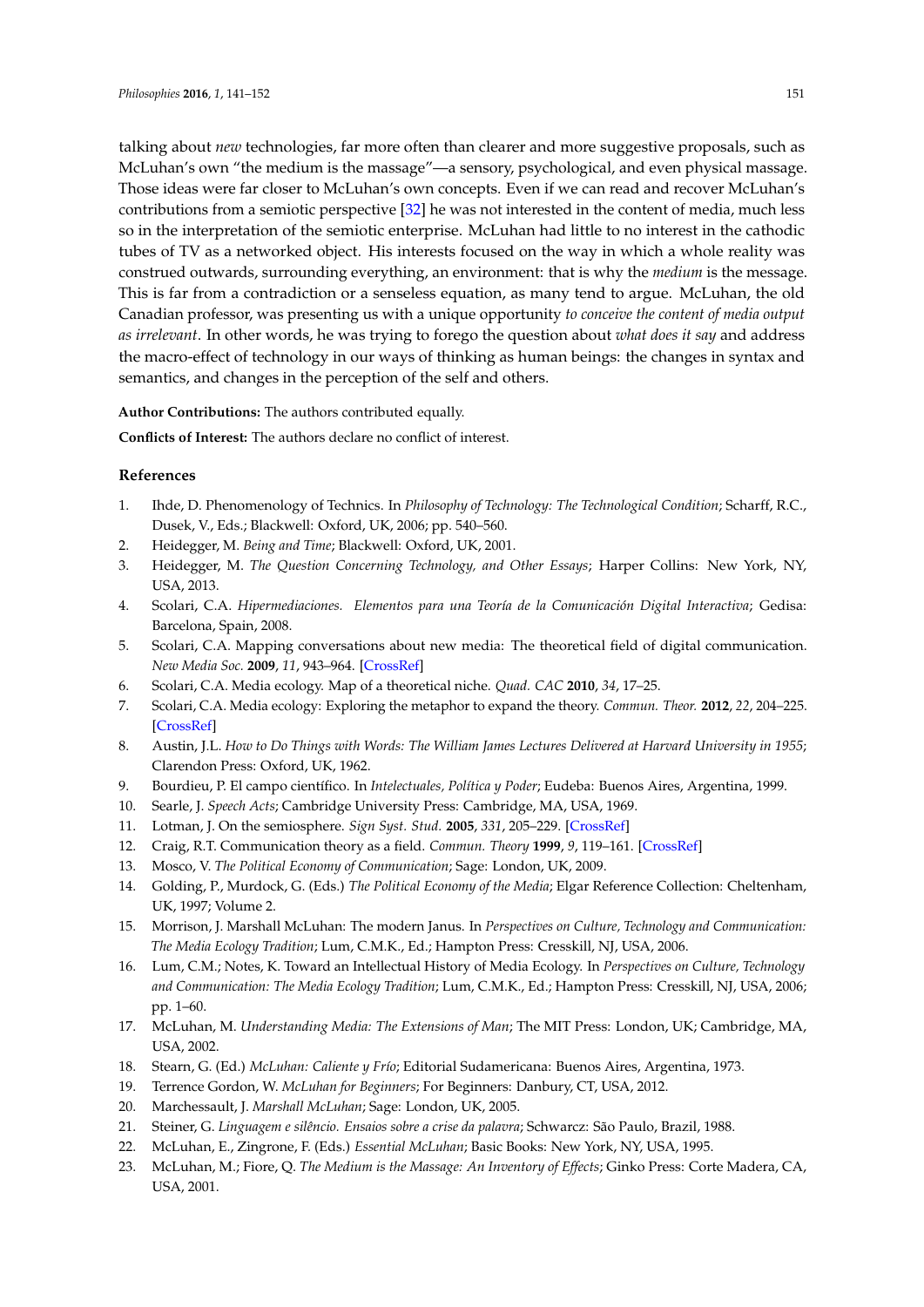talking about *new* technologies, far more often than clearer and more suggestive proposals, such as McLuhan's own "the medium is the massage"—a sensory, psychological, and even physical massage. Those ideas were far closer to McLuhan's own concepts. Even if we can read and recover McLuhan's contributions from a semiotic perspective [32] he was not interested in the content of media, much less so in the interpretation of the semiotic enterprise. McLuhan had little to no interest in the cathodic tubes of TV as a networked object. His interests focused on the way in which a whole reality was construed outwards, surrounding everything, an environment: that is why the *medium* is the message. This is far from a contradiction or a senseless equation, as many tend to argue. McLuhan, the old Canadian professor, was presenting us with a unique opportunity *to conceive the content of media output as irrelevant*. In other words, he was trying to forego the question about *what does it say* and address the macro-effect of technology in our ways of thinking as human beings: the changes in syntax and semantics, and changes in the perception of the self and others.

**Author Contributions:** The authors contributed equally.

**Conflicts of Interest:** The authors declare no conflict of interest.

## References

1. Ihde, D. Phenomenology of Technics. In *Philosophy of Technology: The Technological Condition*; Scharff, R.C., Dusek, V., Eds.; Blackwell: Oxford, UK, 2006; pp. 540–560.
2. Heidegger, M. *Being and Time*; Blackwell: Oxford, UK, 2001.
3. Heidegger, M. *The Question Concerning Technology, and Other Essays*; Harper Collins: New York, NY, USA, 2013.
4. Scolari, C.A. *Hipermediaciones. Elementos para una Teoría de la Comunicación Digital Interactiva*; Gedisa: Barcelona, Spain, 2008.
5. Scolari, C.A. Mapping conversations about new media: The theoretical field of digital communication. *New Media Soc.* **2009**, *11*, 943–964. [CrossRef]
6. Scolari, C.A. Media ecology. Map of a theoretical niche. *Quad. CAC* **2010**, *34*, 17–25.
7. Scolari, C.A. Media ecology: Exploring the metaphor to expand the theory. *Commun. Theor.* **2012**, *22*, 204–225. [CrossRef]
8. Austin, J.L. *How to Do Things with Words: The William James Lectures Delivered at Harvard University in 1955*; Clarendon Press: Oxford, UK, 1962.
9. Bourdieu, P. El campo científico. In *Intelectuales, Política y Poder*; Eudeba: Buenos Aires, Argentina, 1999.
10. Searle, J. *Speech Acts*; Cambridge University Press: Cambridge, MA, USA, 1969.
11. Lotman, J. On the semiosphere. *Sign Syst. Stud.* **2005**, *331*, 205–229. [CrossRef]
12. Craig, R.T. Communication theory as a field. *Commun. Theory* **1999**, *9*, 119–161. [CrossRef]
13. Mosco, V. *The Political Economy of Communication*; Sage: London, UK, 2009.
14. Golding, P., Murdock, G. (Eds.) *The Political Economy of the Media*; Elgar Reference Collection: Cheltenham, UK, 1997; Volume 2.
15. Morrison, J. Marshall McLuhan: The modern Janus. In *Perspectives on Culture, Technology and Communication: The Media Ecology Tradition*; Lum, C.M.K., Ed.; Hampton Press: Cresskill, NJ, USA, 2006.
16. Lum, C.M.; Notes, K. Toward an Intellectual History of Media Ecology. In *Perspectives on Culture, Technology and Communication: The Media Ecology Tradition*; Lum, C.M.K., Ed.; Hampton Press: Cresskill, NJ, USA, 2006; pp. 1–60.
17. McLuhan, M. *Understanding Media: The Extensions of Man*; The MIT Press: London, UK; Cambridge, MA, USA, 2002.
18. Stearn, G. (Ed.) *McLuhan: Caliente y Frío*; Editorial Sudamericana: Buenos Aires, Argentina, 1973.
19. Terrence Gordon, W. *McLuhan for Beginners*; For Beginners: Danbury, CT, USA, 2012.
20. Marchessault, J. *Marshall McLuhan*; Sage: London, UK, 2005.
21. Steiner, G. *Linguagem e silêncio. Ensaios sobre a crise da palavra*; Schwarcz: São Paulo, Brazil, 1988.
22. McLuhan, E., Zingrone, F. (Eds.) *Essential McLuhan*; Basic Books: New York, NY, USA, 1995.
23. McLuhan, M.; Fiore, Q. *The Medium is the Massage: An Inventory of Effects*; Ginko Press: Corte Madera, CA, USA, 2001.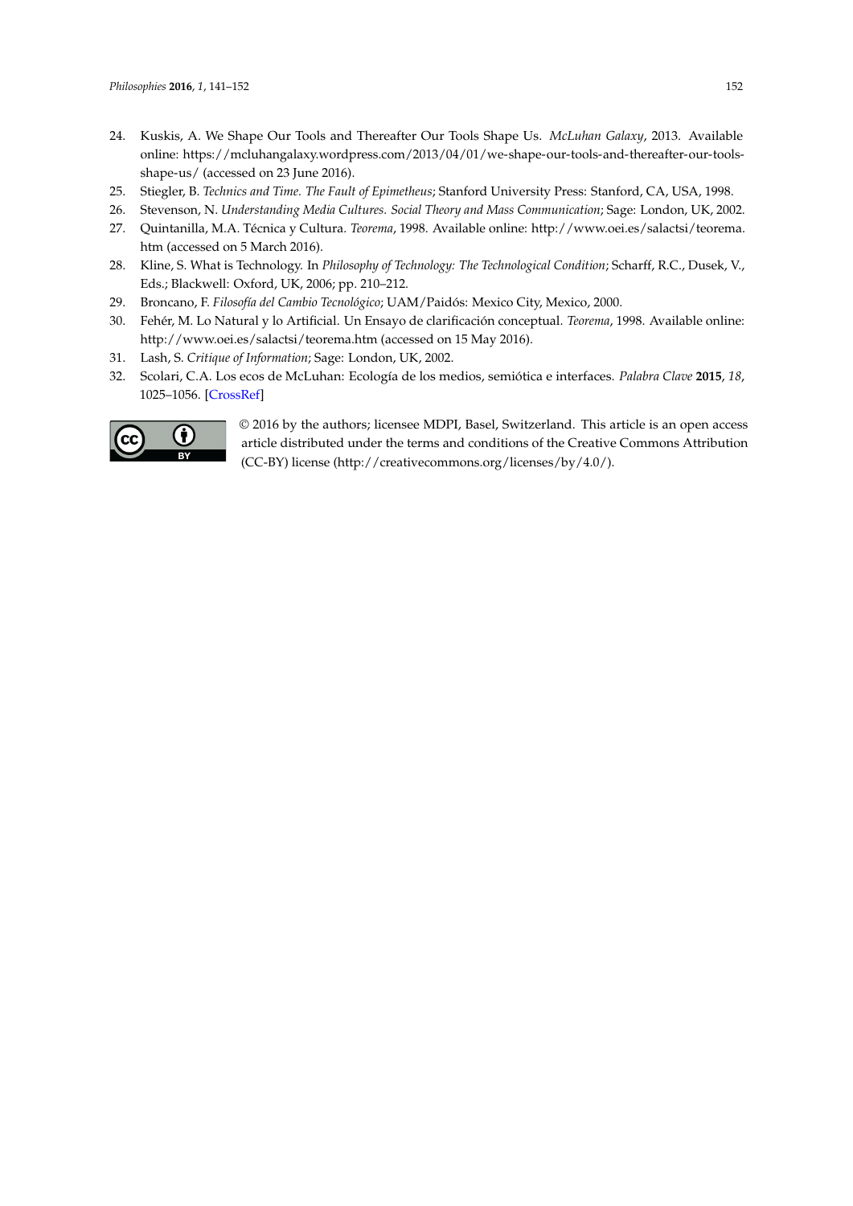24. Kuskis, A. We Shape Our Tools and Thereafter Our Tools Shape Us. *McLuhan Galaxy*, 2013. Available online: https://mcluhangalaxy.wordpress.com/2013/04/01/we-shape-our-tools-and-thereafter-our-tools-shape-us/ (accessed on 23 June 2016).
25. Stiegler, B. *Technics and Time. The Fault of Epimetheus*; Stanford University Press: Stanford, CA, USA, 1998.
26. Stevenson, N. *Understanding Media Cultures. Social Theory and Mass Communication*; Sage: London, UK, 2002.
27. Quintanilla, M.A. Técnica y Cultura. *Teorema*, 1998. Available online: http://www.oei.es/salactsi/teorema.htm (accessed on 5 March 2016).
28. Kline, S. What is Technology. In *Philosophy of Technology: The Technological Condition*; Scharff, R.C., Dusek, V., Eds.; Blackwell: Oxford, UK, 2006; pp. 210–212.
29. Broncano, F. *Filosofía del Cambio Tecnológico*; UAM/Paidós: Mexico City, Mexico, 2000.
30. Fehér, M. Lo Natural y lo Artificial. Un Ensayo de clarificación conceptual. *Teorema*, 1998. Available online: http://www.oei.es/salactsi/teorema.htm (accessed on 15 May 2016).
31. Lash, S. *Critique of Information*; Sage: London, UK, 2002.
32. Scolari, C.A. Los ecos de McLuhan: Ecología de los medios, semiótica e interfaces. *Palabra Clave* **2015**, *18*, 1025–1056. [CrossRef]

© 2016 by the authors; licensee MDPI, Basel, Switzerland. This article is an open access article distributed under the terms and conditions of the Creative Commons Attribution (CC-BY) license (http://creativecommons.org/licenses/by/4.0/).